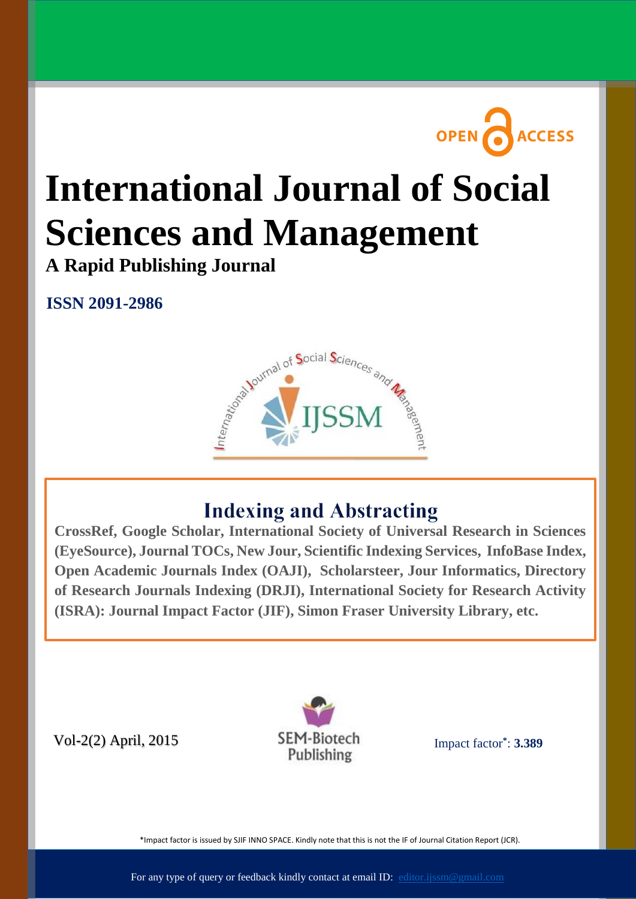OPEN ACCESS

# International Journal of Social Sciences and Management

**A Rapid Publishing Journal**

**ISSN 2091-2986**

## Indexing and Abstracting

**CrossRef, Google Scholar, International Society of Universal Research in Sciences (EyeSource), Journal TOCs, New Jour, Scientific Indexing Services, InfoBase Index, Open Academic Journals Index (OAJI), Scholarsteer, Jour Informatics, Directory of Research Journals Indexing (DRJI), International Society for Research Activity (ISRA): Journal Impact Factor (JIF), Simon Fraser University Library, etc.**

Vol-2(2) April, 2015

SEM-Biotech Publishing

Impact factor*: **3.389**

*Impact factor is issued by SJIF INNO SPACE. Kindly note that this is not the IF of Journal Citation Report (JCR).

For any type of query or feedback kindly contact at email ID: editor.ijssm@gmail.com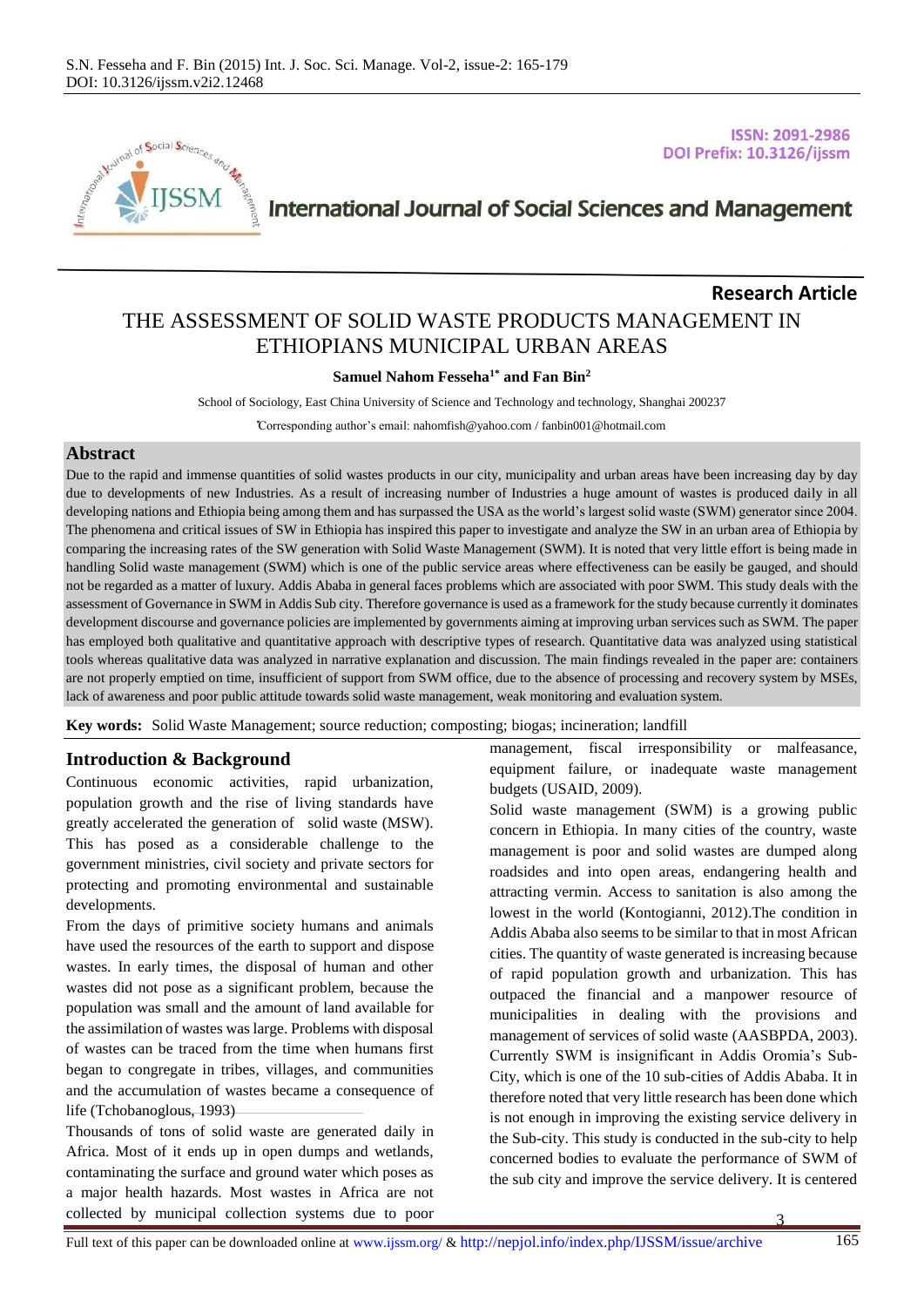ISSN: 2091-2986
DOI Prefix: 10.3126/ijssm

International Journal of Social Sciences and Management

**Research Article**

# THE ASSESSMENT OF SOLID WASTE PRODUCTS MANAGEMENT IN ETHIOPIANS MUNICIPAL URBAN AREAS

**Samuel Nahom Fesseha[1*] and Fan Bin[2]**

School of Sociology, East China University of Science and Technology and technology, Shanghai 200237

*Corresponding author's email: nahomfish@yahoo.com / fanbin001@hotmail.com

## Abstract

Due to the rapid and immense quantities of solid wastes products in our city, municipality and urban areas have been increasing day by day due to developments of new Industries. As a result of increasing number of Industries a huge amount of wastes is produced daily in all developing nations and Ethiopia being among them and has surpassed the USA as the world's largest solid waste (SWM) generator since 2004. The phenomena and critical issues of SW in Ethiopia has inspired this paper to investigate and analyze the SW in an urban area of Ethiopia by comparing the increasing rates of the SW generation with Solid Waste Management (SWM). It is noted that very little effort is being made in handling Solid waste management (SWM) which is one of the public service areas where effectiveness can be easily be gauged, and should not be regarded as a matter of luxury. Addis Ababa in general faces problems which are associated with poor SWM. This study deals with the assessment of Governance in SWM in Addis Sub city. Therefore governance is used as a framework for the study because currently it dominates development discourse and governance policies are implemented by governments aiming at improving urban services such as SWM. The paper has employed both qualitative and quantitative approach with descriptive types of research. Quantitative data was analyzed using statistical tools whereas qualitative data was analyzed in narrative explanation and discussion. The main findings revealed in the paper are: containers are not properly emptied on time, insufficient of support from SWM office, due to the absence of processing and recovery system by MSEs, lack of awareness and poor public attitude towards solid waste management, weak monitoring and evaluation system.

**Key words:** Solid Waste Management; source reduction; composting; biogas; incineration; landfill

## Introduction & Background

Continuous economic activities, rapid urbanization, population growth and the rise of living standards have greatly accelerated the generation of solid waste (MSW). This has posed as a considerable challenge to the government ministries, civil society and private sectors for protecting and promoting environmental and sustainable developments.

From the days of primitive society humans and animals have used the resources of the earth to support and dispose wastes. In early times, the disposal of human and other wastes did not pose as a significant problem, because the population was small and the amount of land available for the assimilation of wastes was large. Problems with disposal of wastes can be traced from the time when humans first began to congregate in tribes, villages, and communities and the accumulation of wastes became a consequence of life (Tchobanoglous, 1993)

Thousands of tons of solid waste are generated daily in Africa. Most of it ends up in open dumps and wetlands, contaminating the surface and ground water which poses as a major health hazards. Most wastes in Africa are not collected by municipal collection systems due to poor management, fiscal irresponsibility or malfeasance, equipment failure, or inadequate waste management budgets (USAID, 2009).

Solid waste management (SWM) is a growing public concern in Ethiopia. In many cities of the country, waste management is poor and solid wastes are dumped along roadsides and into open areas, endangering health and attracting vermin. Access to sanitation is also among the lowest in the world (Kontogianni, 2012).The condition in Addis Ababa also seems to be similar to that in most African cities. The quantity of waste generated is increasing because of rapid population growth and urbanization. This has outpaced the financial and a manpower resource of municipalities in dealing with the provisions and management of services of solid waste (AASBPDA, 2003). Currently SWM is insignificant in Addis Oromia's Sub-City, which is one of the 10 sub-cities of Addis Ababa. It in therefore noted that very little research has been done which is not enough in improving the existing service delivery in the Sub-city. This study is conducted in the sub-city to help concerned bodies to evaluate the performance of SWM of the sub city and improve the service delivery. It is centered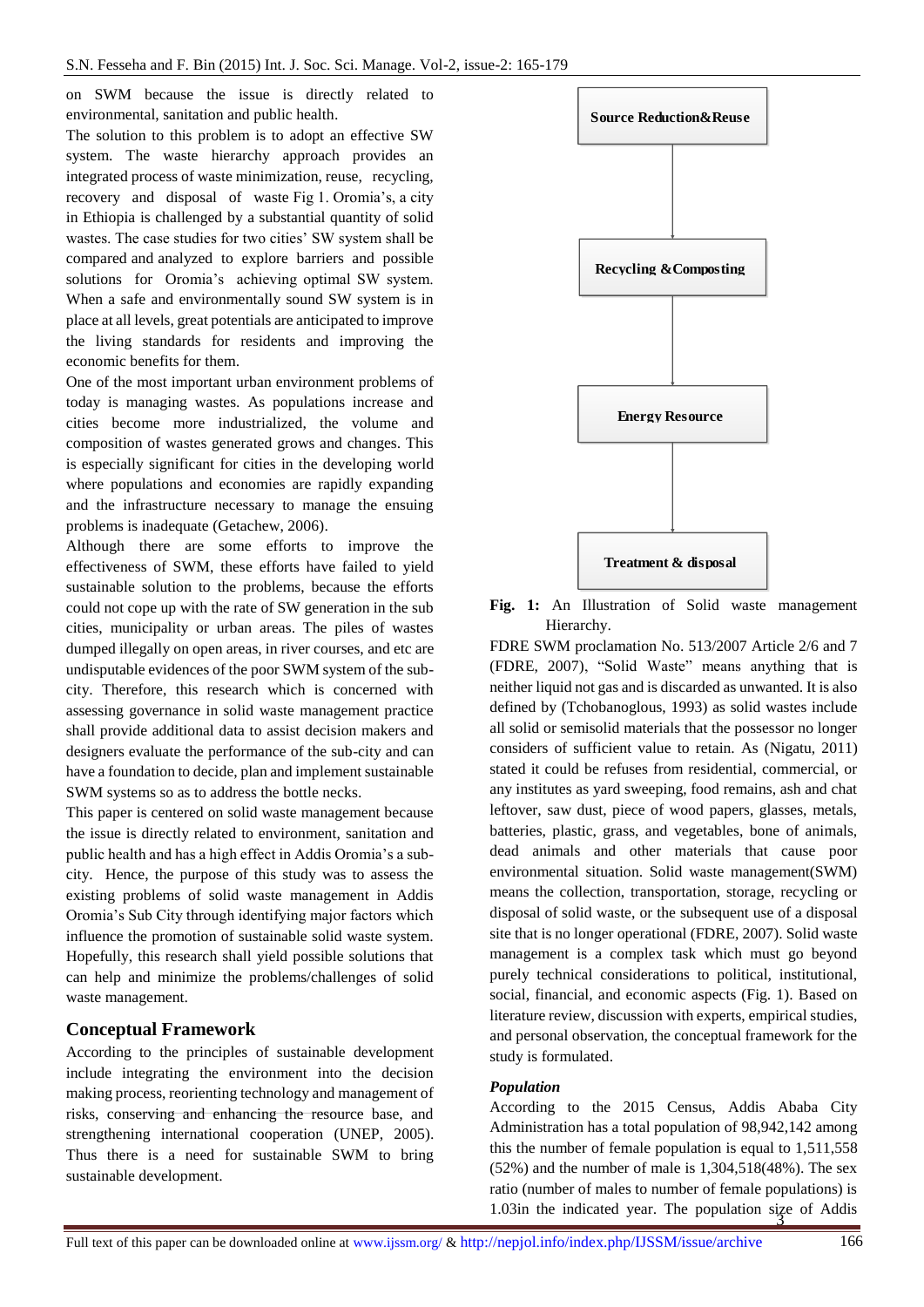on SWM because the issue is directly related to environmental, sanitation and public health.

The solution to this problem is to adopt an effective SW system. The waste hierarchy approach provides an integrated process of waste minimization, reuse, recycling, recovery and disposal of waste Fig 1. Oromia's, a city in Ethiopia is challenged by a substantial quantity of solid wastes. The case studies for two cities' SW system shall be compared and analyzed to explore barriers and possible solutions for Oromia's achieving optimal SW system. When a safe and environmentally sound SW system is in place at all levels, great potentials are anticipated to improve the living standards for residents and improving the economic benefits for them.

One of the most important urban environment problems of today is managing wastes. As populations increase and cities become more industrialized, the volume and composition of wastes generated grows and changes. This is especially significant for cities in the developing world where populations and economies are rapidly expanding and the infrastructure necessary to manage the ensuing problems is inadequate (Getachew, 2006).

Although there are some efforts to improve the effectiveness of SWM, these efforts have failed to yield sustainable solution to the problems, because the efforts could not cope up with the rate of SW generation in the sub cities, municipality or urban areas. The piles of wastes dumped illegally on open areas, in river courses, and etc are undisputable evidences of the poor SWM system of the sub-city. Therefore, this research which is concerned with assessing governance in solid waste management practice shall provide additional data to assist decision makers and designers evaluate the performance of the sub-city and can have a foundation to decide, plan and implement sustainable SWM systems so as to address the bottle necks.

This paper is centered on solid waste management because the issue is directly related to environment, sanitation and public health and has a high effect in Addis Oromia's a sub-city. Hence, the purpose of this study was to assess the existing problems of solid waste management in Addis Oromia's Sub City through identifying major factors which influence the promotion of sustainable solid waste system. Hopefully, this research shall yield possible solutions that can help and minimize the problems/challenges of solid waste management.

## Conceptual Framework

According to the principles of sustainable development include integrating the environment into the decision making process, reorienting technology and management of risks, conserving and enhancing the resource base, and strengthening international cooperation (UNEP, 2005). Thus there is a need for sustainable SWM to bring sustainable development.

Source Reduction&Reuse

Recycling &Composting

Energy Resource

Treatment & disposal

**Fig. 1:** An Illustration of Solid waste management Hierarchy.

FDRE SWM proclamation No. 513/2007 Article 2/6 and 7 (FDRE, 2007), "Solid Waste" means anything that is neither liquid not gas and is discarded as unwanted. It is also defined by (Tchobanoglous, 1993) as solid wastes include all solid or semisolid materials that the possessor no longer considers of sufficient value to retain. As (Nigatu, 2011) stated it could be refuses from residential, commercial, or any institutes as yard sweeping, food remains, ash and chat leftover, saw dust, piece of wood papers, glasses, metals, batteries, plastic, grass, and vegetables, bone of animals, dead animals and other materials that cause poor environmental situation. Solid waste management(SWM) means the collection, transportation, storage, recycling or disposal of solid waste, or the subsequent use of a disposal site that is no longer operational (FDRE, 2007). Solid waste management is a complex task which must go beyond purely technical considerations to political, institutional, social, financial, and economic aspects (Fig. 1). Based on literature review, discussion with experts, empirical studies, and personal observation, the conceptual framework for the study is formulated.

### *Population*

According to the 2015 Census, Addis Ababa City Administration has a total population of 98,942,142 among this the number of female population is equal to 1,511,558 (52%) and the number of male is 1,304,518(48%). The sex ratio (number of males to number of female populations) is 1.03in the indicated year. The population size of Addis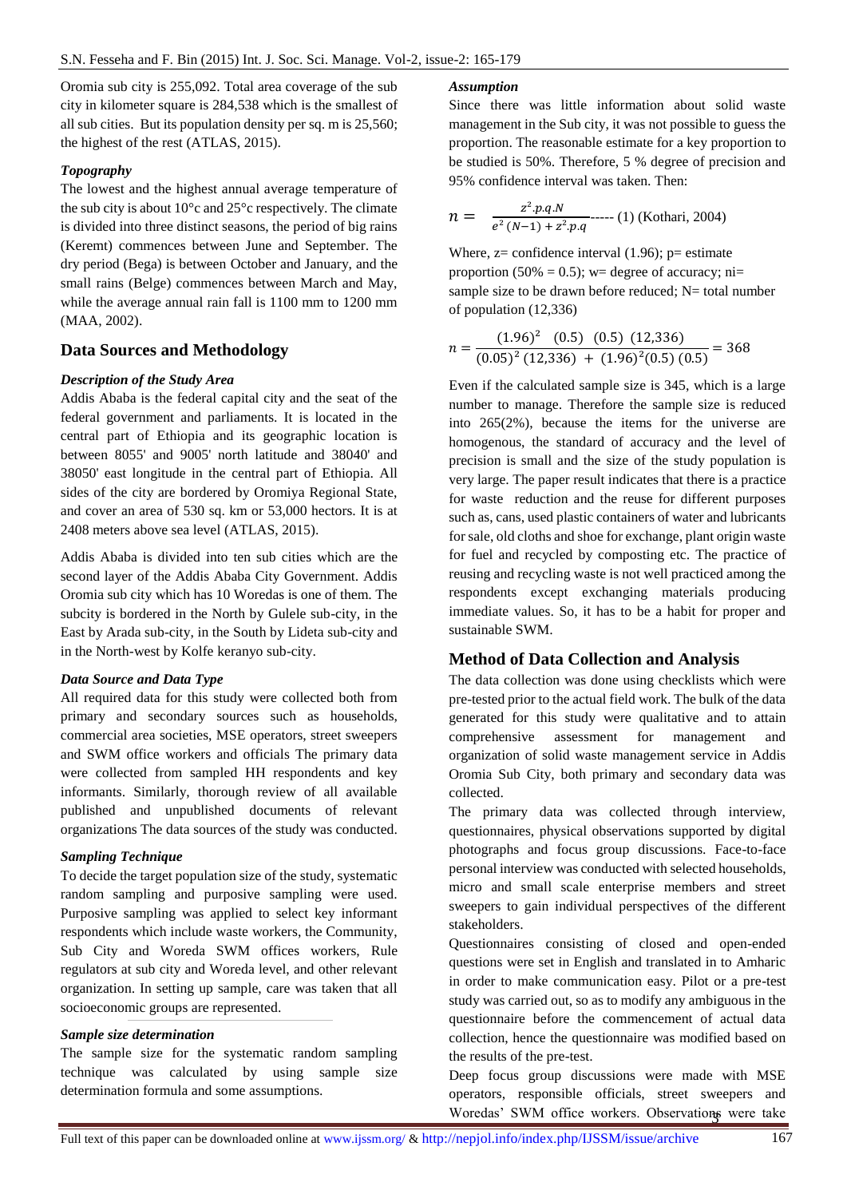Oromia sub city is 255,092. Total area coverage of the sub city in kilometer square is 284,538 which is the smallest of all sub cities. But its population density per sq. m is 25,560; the highest of the rest (ATLAS, 2015).

### *Topography*

The lowest and the highest annual average temperature of the sub city is about 10°c and 25°c respectively. The climate is divided into three distinct seasons, the period of big rains (Keremt) commences between June and September. The dry period (Bega) is between October and January, and the small rains (Belge) commences between March and May, while the average annual rain fall is 1100 mm to 1200 mm (MAA, 2002).

## Data Sources and Methodology

### *Description of the Study Area*

Addis Ababa is the federal capital city and the seat of the federal government and parliaments. It is located in the central part of Ethiopia and its geographic location is between 8055' and 9005' north latitude and 38040' and 38050' east longitude in the central part of Ethiopia. All sides of the city are bordered by Oromiya Regional State, and cover an area of 530 sq. km or 53,000 hectors. It is at 2408 meters above sea level (ATLAS, 2015).

Addis Ababa is divided into ten sub cities which are the second layer of the Addis Ababa City Government. Addis Oromia sub city which has 10 Woredas is one of them. The subcity is bordered in the North by Gulele sub-city, in the East by Arada sub-city, in the South by Lideta sub-city and in the North-west by Kolfe keranyo sub-city.

### *Data Source and Data Type*

All required data for this study were collected both from primary and secondary sources such as households, commercial area societies, MSE operators, street sweepers and SWM office workers and officials The primary data were collected from sampled HH respondents and key informants. Similarly, thorough review of all available published and unpublished documents of relevant organizations The data sources of the study was conducted.

### *Sampling Technique*

To decide the target population size of the study, systematic random sampling and purposive sampling were used. Purposive sampling was applied to select key informant respondents which include waste workers, the Community, Sub City and Woreda SWM offices workers, Rule regulators at sub city and Woreda level, and other relevant organization. In setting up sample, care was taken that all socioeconomic groups are represented.

### *Sample size determination*

The sample size for the systematic random sampling technique was calculated by using sample size determination formula and some assumptions.

### *Assumption*

Since there was little information about solid waste management in the Sub city, it was not possible to guess the proportion. The reasonable estimate for a key proportion to be studied is 50%. Therefore, 5 % degree of precision and 95% confidence interval was taken. Then:

$$n = \frac{z^2.p.q.N}{e^2(N-1) + z^2.p.q} \text{----- (1) (Kothari, 2004)}$$

Where, z= confidence interval (1.96); p= estimate proportion (50% = 0.5); w= degree of accuracy; ni= sample size to be drawn before reduced; N= total number of population (12,336)

$$n = \frac{(1.96)^2 \quad (0.5) \quad (0.5) \quad (12{,}336)}{(0.05)^2\,(12{,}336) \ + \ (1.96)^2(0.5)\,(0.5)} = 368$$

Even if the calculated sample size is 345, which is a large number to manage. Therefore the sample size is reduced into 265(2%), because the items for the universe are homogenous, the standard of accuracy and the level of precision is small and the size of the study population is very large. The paper result indicates that there is a practice for waste reduction and the reuse for different purposes such as, cans, used plastic containers of water and lubricants for sale, old cloths and shoe for exchange, plant origin waste for fuel and recycled by composting etc. The practice of reusing and recycling waste is not well practiced among the respondents except exchanging materials producing immediate values. So, it has to be a habit for proper and sustainable SWM.

## Method of Data Collection and Analysis

The data collection was done using checklists which were pre-tested prior to the actual field work. The bulk of the data generated for this study were qualitative and to attain comprehensive assessment for management and organization of solid waste management service in Addis Oromia Sub City, both primary and secondary data was collected.

The primary data was collected through interview, questionnaires, physical observations supported by digital photographs and focus group discussions. Face-to-face personal interview was conducted with selected households, micro and small scale enterprise members and street sweepers to gain individual perspectives of the different stakeholders.

Questionnaires consisting of closed and open-ended questions were set in English and translated in to Amharic in order to make communication easy. Pilot or a pre-test study was carried out, so as to modify any ambiguous in the questionnaire before the commencement of actual data collection, hence the questionnaire was modified based on the results of the pre-test.

Deep focus group discussions were made with MSE operators, responsible officials, street sweepers and Woredas' SWM office workers. Observations were take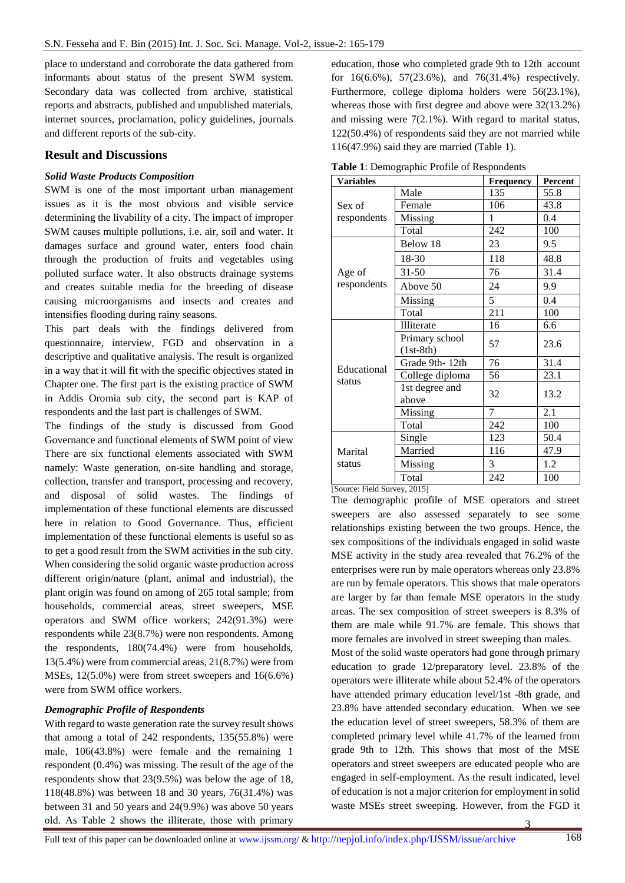place to understand and corroborate the data gathered from informants about status of the present SWM system. Secondary data was collected from archive, statistical reports and abstracts, published and unpublished materials, internet sources, proclamation, policy guidelines, journals and different reports of the sub-city.

## Result and Discussions

### *Solid Waste Products Composition*

SWM is one of the most important urban management issues as it is the most obvious and visible service determining the livability of a city. The impact of improper SWM causes multiple pollutions, i.e. air, soil and water. It damages surface and ground water, enters food chain through the production of fruits and vegetables using polluted surface water. It also obstructs drainage systems and creates suitable media for the breeding of disease causing microorganisms and insects and creates and intensifies flooding during rainy seasons.

This part deals with the findings delivered from questionnaire, interview, FGD and observation in a descriptive and qualitative analysis. The result is organized in a way that it will fit with the specific objectives stated in Chapter one. The first part is the existing practice of SWM in Addis Oromia sub city, the second part is KAP of respondents and the last part is challenges of SWM.

The findings of the study is discussed from Good Governance and functional elements of SWM point of view There are six functional elements associated with SWM namely: Waste generation, on-site handling and storage, collection, transfer and transport, processing and recovery, and disposal of solid wastes. The findings of implementation of these functional elements are discussed here in relation to Good Governance. Thus, efficient implementation of these functional elements is useful so as to get a good result from the SWM activities in the sub city. When considering the solid organic waste production across different origin/nature (plant, animal and industrial), the plant origin was found on among of 265 total sample; from households, commercial areas, street sweepers, MSE operators and SWM office workers; 242(91.3%) were respondents while 23(8.7%) were non respondents. Among the respondents, 180(74.4%) were from households, 13(5.4%) were from commercial areas, 21(8.7%) were from MSEs, 12(5.0%) were from street sweepers and 16(6.6%) were from SWM office workers.

### *Demographic Profile of Respondents*

With regard to waste generation rate the survey result shows that among a total of 242 respondents, 135(55.8%) were male, 106(43.8%) were female and the remaining 1 respondent (0.4%) was missing. The result of the age of the respondents show that 23(9.5%) was below the age of 18, 118(48.8%) was between 18 and 30 years, 76(31.4%) was between 31 and 50 years and 24(9.9%) was above 50 years old. As Table 2 shows the illiterate, those with primary education, those who completed grade 9th to 12th account for 16(6.6%), 57(23.6%), and 76(31.4%) respectively. Furthermore, college diploma holders were 56(23.1%), whereas those with first degree and above were 32(13.2%) and missing were 7(2.1%). With regard to marital status, 122(50.4%) of respondents said they are not married while 116(47.9%) said they are married (Table 1).

**Table 1**: Demographic Profile of Respondents

| Variables | | Frequency | Percent |
|---|---|---|---|
| Sex of respondents | Male | 135 | 55.8 |
| | Female | 106 | 43.8 |
| | Missing | 1 | 0.4 |
| | Total | 242 | 100 |
| Age of respondents | Below 18 | 23 | 9.5 |
| | 18-30 | 118 | 48.8 |
| | 31-50 | 76 | 31.4 |
| | Above 50 | 24 | 9.9 |
| | Missing | 5 | 0.4 |
| | Total | 211 | 100 |
| Educational status | Illiterate | 16 | 6.6 |
| | Primary school (1st-8th) | 57 | 23.6 |
| | Grade 9th- 12th | 76 | 31.4 |
| | College diploma | 56 | 23.1 |
| | 1st degree and above | 32 | 13.2 |
| | Missing | 7 | 2.1 |
| | Total | 242 | 100 |
| Marital status | Single | 123 | 50.4 |
| | Married | 116 | 47.9 |
| | Missing | 3 | 1.2 |
| | Total | 242 | 100 |

[Source: Field Survey, 2015]

The demographic profile of MSE operators and street sweepers are also assessed separately to see some relationships existing between the two groups. Hence, the sex compositions of the individuals engaged in solid waste MSE activity in the study area revealed that 76.2% of the enterprises were run by male operators whereas only 23.8% are run by female operators. This shows that male operators are larger by far than female MSE operators in the study areas. The sex composition of street sweepers is 8.3% of them are male while 91.7% are female. This shows that more females are involved in street sweeping than males.

Most of the solid waste operators had gone through primary education to grade 12/preparatory level. 23.8% of the operators were illiterate while about 52.4% of the operators have attended primary education level/1st -8th grade, and 23.8% have attended secondary education. When we see the education level of street sweepers, 58.3% of them are completed primary level while 41.7% of the learned from grade 9th to 12th. This shows that most of the MSE operators and street sweepers are educated people who are engaged in self-employment. As the result indicated, level of education is not a major criterion for employment in solid waste MSEs street sweeping. However, from the FGD it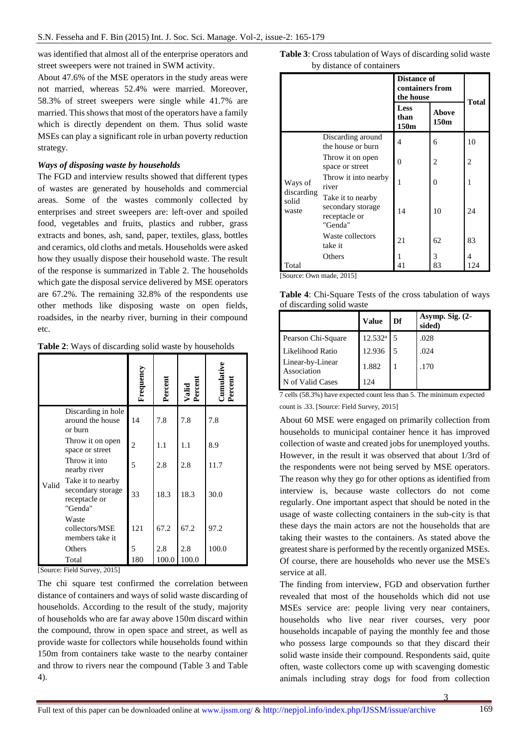was identified that almost all of the enterprise operators and street sweepers were not trained in SWM activity.

About 47.6% of the MSE operators in the study areas were not married, whereas 52.4% were married. Moreover, 58.3% of street sweepers were single while 41.7% are married. This shows that most of the operators have a family which is directly dependent on them. Thus solid waste MSEs can play a significant role in urban poverty reduction strategy.

***Ways of disposing waste by households***

The FGD and interview results showed that different types of wastes are generated by households and commercial areas. Some of the wastes commonly collected by enterprises and street sweepers are: left-over and spoiled food, vegetables and fruits, plastics and rubber, grass extracts and bones, ash, sand, paper, textiles, glass, bottles and ceramics, old cloths and metals. Households were asked how they usually dispose their household waste. The result of the response is summarized in Table 2. The households which gate the disposal service delivered by MSE operators are 67.2%. The remaining 32.8% of the respondents use other methods like disposing waste on open fields, roadsides, in the nearby river, burning in their compound etc.

**Table 2**: Ways of discarding solid waste by households

| | | Frequency | Percent | Valid Percent | Cumulative Percent |
|---|---|---|---|---|---|
| Valid | Discarding in hole around the house or burn | 14 | 7.8 | 7.8 | 7.8 |
| | Throw it on open space or street | 2 | 1.1 | 1.1 | 8.9 |
| | Throw it into nearby river | 5 | 2.8 | 2.8 | 11.7 |
| | Take it to nearby secondary storage receptacle or "Genda" | 33 | 18.3 | 18.3 | 30.0 |
| | Waste collectors/MSE members take it | 121 | 67.2 | 67.2 | 97.2 |
| | Others | 5 | 2.8 | 2.8 | 100.0 |
| | Total | 180 | 100.0 | 100.0 | |

[Source: Field Survey, 2015]

The chi square test confirmed the correlation between distance of containers and ways of solid waste discarding of households. According to the result of the study, majority of households who are far away above 150m discard within the compound, throw in open space and street, as well as provide waste for collectors while households found within 150m from containers take waste to the nearby container and throw to rivers near the compound (Table 3 and Table 4).

**Table 3**: Cross tabulation of Ways of discarding solid waste by distance of containers

| | | Distance of containers from the house | | Total |
|---|---|---|---|---|
| | | Less than 150m | Above 150m | |
| Ways of discarding solid waste | Discarding around the house or burn | 4 | 6 | 10 |
| | Throw it on open space or street | 0 | 2 | 2 |
| | Throw it into nearby river | 1 | 0 | 1 |
| | Take it to nearby secondary storage receptacle or "Genda" | 14 | 10 | 24 |
| | Waste collectors take it | 21 | 62 | 83 |
| | Others | 1 | 3 | 4 |
| Total | | 41 | 83 | 124 |

[Source: Own made, 2015]

**Table 4**: Chi-Square Tests of the cross tabulation of ways of discarding solid waste

| | Value | Df | Asymp. Sig. (2-sided) |
|---|---|---|---|
| Pearson Chi-Square | 12.532[a] | 5 | .028 |
| Likelihood Ratio | 12.936 | 5 | .024 |
| Linear-by-Linear Association | 1.882 | 1 | .170 |
| N of Valid Cases | 124 | | |

7 cells (58.3%) have expected count less than 5. The minimum expected count is .33. [Source: Field Survey, 2015]

About 60 MSE were engaged on primarily collection from households to municipal container hence it has improved collection of waste and created jobs for unemployed youths. However, in the result it was observed that about 1/3rd of the respondents were not being served by MSE operators. The reason why they go for other options as identified from interview is, because waste collectors do not come regularly. One important aspect that should be noted in the usage of waste collecting containers in the sub-city is that these days the main actors are not the households that are taking their wastes to the containers. As stated above the greatest share is performed by the recently organized MSEs. Of course, there are households who never use the MSE's service at all.

The finding from interview, FGD and observation further revealed that most of the households which did not use MSEs service are: people living very near containers, households who live near river courses, very poor households incapable of paying the monthly fee and those who possess large compounds so that they discard their solid waste inside their compound. Respondents said, quite often, waste collectors come up with scavenging domestic animals including stray dogs for food from collection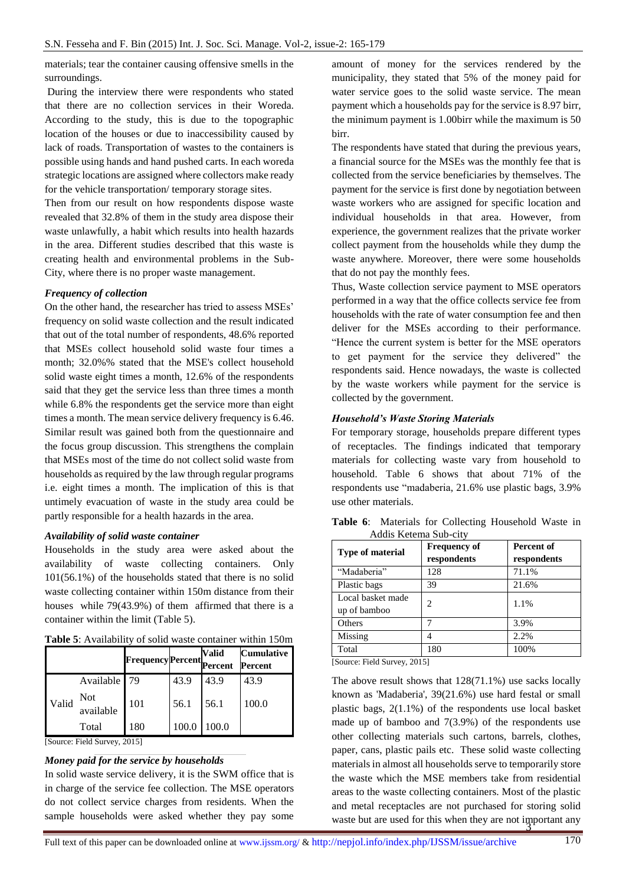materials; tear the container causing offensive smells in the surroundings.

During the interview there were respondents who stated that there are no collection services in their Woreda. According to the study, this is due to the topographic location of the houses or due to inaccessibility caused by lack of roads. Transportation of wastes to the containers is possible using hands and hand pushed carts. In each woreda strategic locations are assigned where collectors make ready for the vehicle transportation/ temporary storage sites.

Then from our result on how respondents dispose waste revealed that 32.8% of them in the study area dispose their waste unlawfully, a habit which results into health hazards in the area. Different studies described that this waste is creating health and environmental problems in the Sub-City, where there is no proper waste management.

### *Frequency of collection*

On the other hand, the researcher has tried to assess MSEs' frequency on solid waste collection and the result indicated that out of the total number of respondents, 48.6% reported that MSEs collect household solid waste four times a month; 32.0%% stated that the MSE's collect household solid waste eight times a month, 12.6% of the respondents said that they get the service less than three times a month while 6.8% the respondents get the service more than eight times a month. The mean service delivery frequency is 6.46. Similar result was gained both from the questionnaire and the focus group discussion. This strengthens the complain that MSEs most of the time do not collect solid waste from households as required by the law through regular programs i.e. eight times a month. The implication of this is that untimely evacuation of waste in the study area could be partly responsible for a health hazards in the area.

### *Availability of solid waste container*

Households in the study area were asked about the availability of waste collecting containers. Only 101(56.1%) of the households stated that there is no solid waste collecting container within 150m distance from their houses while 79(43.9%) of them affirmed that there is a container within the limit (Table 5).

**Table 5**: Availability of solid waste container within 150m

| | | Frequency | Percent | Valid Percent | Cumulative Percent |
|---|---|---|---|---|---|
| Valid | Available | 79 | 43.9 | 43.9 | 43.9 |
| | Not available | 101 | 56.1 | 56.1 | 100.0 |
| | Total | 180 | 100.0 | 100.0 | |

[Source: Field Survey, 2015]

### *Money paid for the service by households*

In solid waste service delivery, it is the SWM office that is in charge of the service fee collection. The MSE operators do not collect service charges from residents. When the sample households were asked whether they pay some amount of money for the services rendered by the municipality, they stated that 5% of the money paid for water service goes to the solid waste service. The mean payment which a households pay for the service is 8.97 birr, the minimum payment is 1.00birr while the maximum is 50 birr.

The respondents have stated that during the previous years, a financial source for the MSEs was the monthly fee that is collected from the service beneficiaries by themselves. The payment for the service is first done by negotiation between waste workers who are assigned for specific location and individual households in that area. However, from experience, the government realizes that the private worker collect payment from the households while they dump the waste anywhere. Moreover, there were some households that do not pay the monthly fees.

Thus, Waste collection service payment to MSE operators performed in a way that the office collects service fee from households with the rate of water consumption fee and then deliver for the MSEs according to their performance. "Hence the current system is better for the MSE operators to get payment for the service they delivered" the respondents said. Hence nowadays, the waste is collected by the waste workers while payment for the service is collected by the government.

### *Household's Waste Storing Materials*

For temporary storage, households prepare different types of receptacles. The findings indicated that temporary materials for collecting waste vary from household to household. Table 6 shows that about 71% of the respondents use "madaberia, 21.6% use plastic bags, 3.9% use other materials.

**Table 6**: Materials for Collecting Household Waste in Addis Ketema Sub-city

| Type of material | Frequency of respondents | Percent of respondents |
|---|---|---|
| "Madaberia" | 128 | 71.1% |
| Plastic bags | 39 | 21.6% |
| Local basket made up of bamboo | 2 | 1.1% |
| Others | 7 | 3.9% |
| Missing | 4 | 2.2% |
| Total | 180 | 100% |

[Source: Field Survey, 2015]

The above result shows that 128(71.1%) use sacks locally known as 'Madaberia', 39(21.6%) use hard festal or small plastic bags, 2(1.1%) of the respondents use local basket made up of bamboo and 7(3.9%) of the respondents use other collecting materials such cartons, barrels, clothes, paper, cans, plastic pails etc. These solid waste collecting materials in almost all households serve to temporarily store the waste which the MSE members take from residential areas to the waste collecting containers. Most of the plastic and metal receptacles are not purchased for storing solid waste but are used for this when they are not important any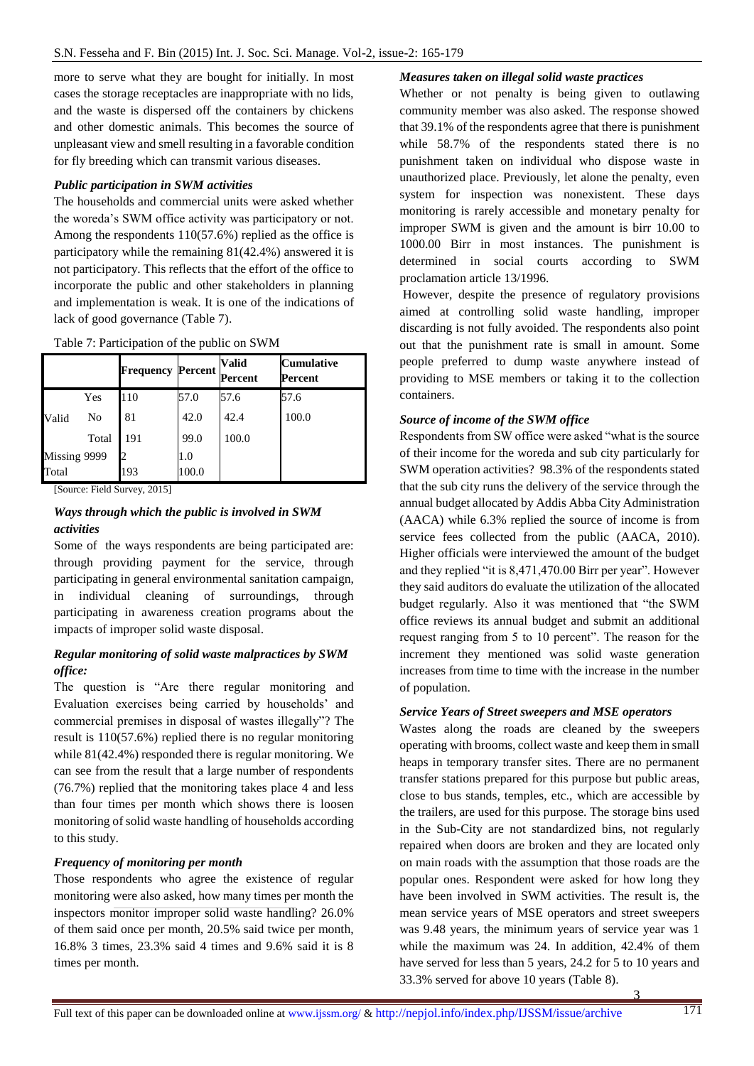more to serve what they are bought for initially. In most cases the storage receptacles are inappropriate with no lids, and the waste is dispersed off the containers by chickens and other domestic animals. This becomes the source of unpleasant view and smell resulting in a favorable condition for fly breeding which can transmit various diseases.

***Public participation in SWM activities***

The households and commercial units were asked whether the woreda's SWM office activity was participatory or not. Among the respondents 110(57.6%) replied as the office is participatory while the remaining 81(42.4%) answered it is not participatory. This reflects that the effort of the office to incorporate the public and other stakeholders in planning and implementation is weak. It is one of the indications of lack of good governance (Table 7).

Table 7: Participation of the public on SWM

| | | Frequency | Percent | Valid Percent | Cumulative Percent |
|---|---|---|---|---|---|
| Valid | Yes | 110 | 57.0 | 57.6 | 57.6 |
| | No | 81 | 42.0 | 42.4 | 100.0 |
| | Total | 191 | 99.0 | 100.0 | |
| Missing | 9999 | 2 | 1.0 | | |
| Total | | 193 | 100.0 | | |

[Source: Field Survey, 2015]

***Ways through which the public is involved in SWM activities***

Some of the ways respondents are being participated are: through providing payment for the service, through participating in general environmental sanitation campaign, in individual cleaning of surroundings, through participating in awareness creation programs about the impacts of improper solid waste disposal.

***Regular monitoring of solid waste malpractices by SWM office:***

The question is "Are there regular monitoring and Evaluation exercises being carried by households' and commercial premises in disposal of wastes illegally"? The result is 110(57.6%) replied there is no regular monitoring while 81(42.4%) responded there is regular monitoring. We can see from the result that a large number of respondents (76.7%) replied that the monitoring takes place 4 and less than four times per month which shows there is loosen monitoring of solid waste handling of households according to this study.

***Frequency of monitoring per month***

Those respondents who agree the existence of regular monitoring were also asked, how many times per month the inspectors monitor improper solid waste handling? 26.0% of them said once per month, 20.5% said twice per month, 16.8% 3 times, 23.3% said 4 times and 9.6% said it is 8 times per month.

***Measures taken on illegal solid waste practices***

Whether or not penalty is being given to outlawing community member was also asked. The response showed that 39.1% of the respondents agree that there is punishment while 58.7% of the respondents stated there is no punishment taken on individual who dispose waste in unauthorized place. Previously, let alone the penalty, even system for inspection was nonexistent. These days monitoring is rarely accessible and monetary penalty for improper SWM is given and the amount is birr 10.00 to 1000.00 Birr in most instances. The punishment is determined in social courts according to SWM proclamation article 13/1996.

However, despite the presence of regulatory provisions aimed at controlling solid waste handling, improper discarding is not fully avoided. The respondents also point out that the punishment rate is small in amount. Some people preferred to dump waste anywhere instead of providing to MSE members or taking it to the collection containers.

***Source of income of the SWM office***

Respondents from SW office were asked "what is the source of their income for the woreda and sub city particularly for SWM operation activities? 98.3% of the respondents stated that the sub city runs the delivery of the service through the annual budget allocated by Addis Abba City Administration (AACA) while 6.3% replied the source of income is from service fees collected from the public (AACA, 2010). Higher officials were interviewed the amount of the budget and they replied "it is 8,471,470.00 Birr per year". However they said auditors do evaluate the utilization of the allocated budget regularly. Also it was mentioned that "the SWM office reviews its annual budget and submit an additional request ranging from 5 to 10 percent". The reason for the increment they mentioned was solid waste generation increases from time to time with the increase in the number of population.

***Service Years of Street sweepers and MSE operators***

Wastes along the roads are cleaned by the sweepers operating with brooms, collect waste and keep them in small heaps in temporary transfer sites. There are no permanent transfer stations prepared for this purpose but public areas, close to bus stands, temples, etc., which are accessible by the trailers, are used for this purpose. The storage bins used in the Sub-City are not standardized bins, not regularly repaired when doors are broken and they are located only on main roads with the assumption that those roads are the popular ones. Respondent were asked for how long they have been involved in SWM activities. The result is, the mean service years of MSE operators and street sweepers was 9.48 years, the minimum years of service year was 1 while the maximum was 24. In addition, 42.4% of them have served for less than 5 years, 24.2 for 5 to 10 years and 33.3% served for above 10 years (Table 8).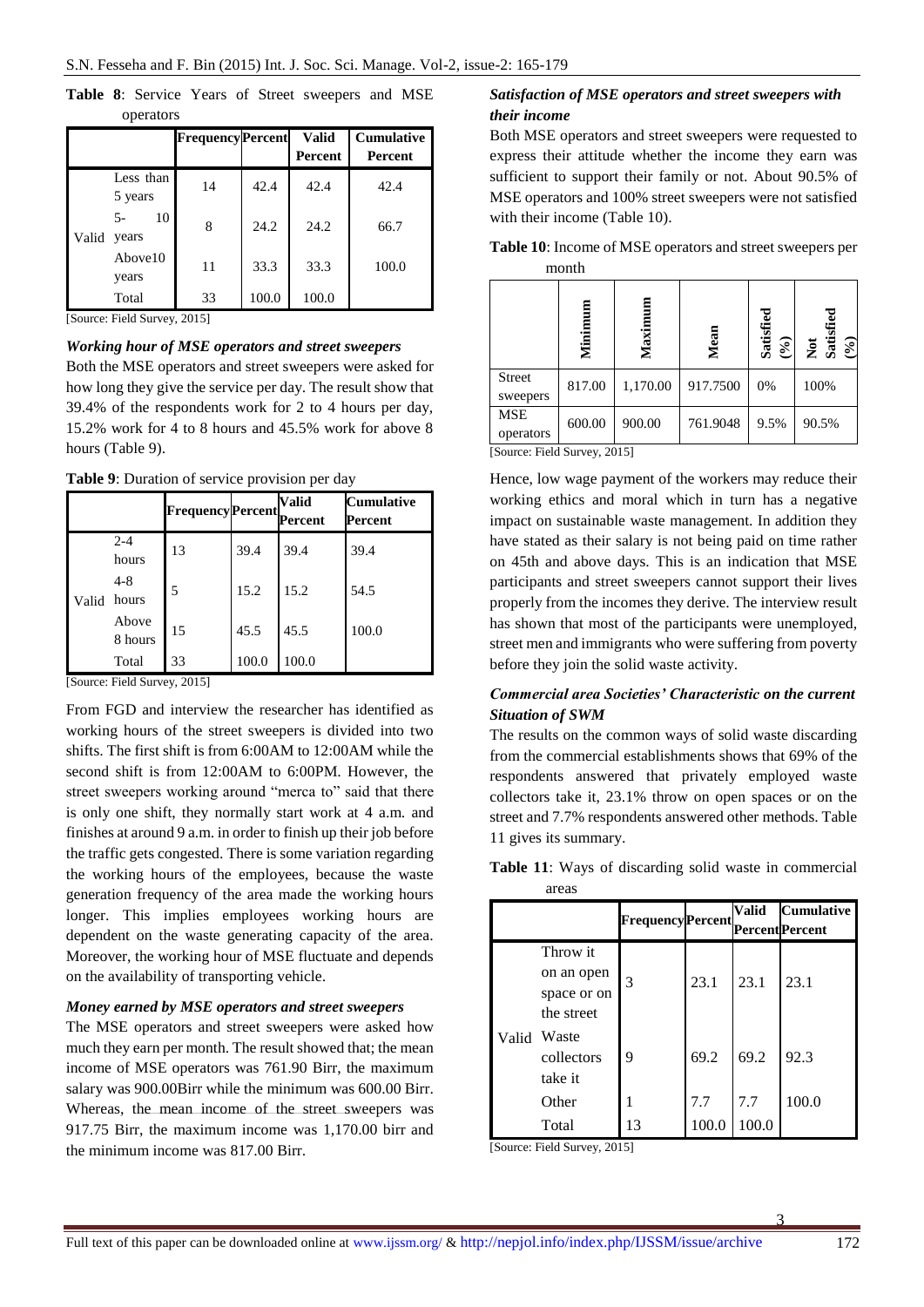**Table 8**: Service Years of Street sweepers and MSE operators

| | | Frequency | Percent | Valid Percent | Cumulative Percent |
|---|---|---|---|---|---|
| Valid | Less than 5 years | 14 | 42.4 | 42.4 | 42.4 |
| | 5- 10 years | 8 | 24.2 | 24.2 | 66.7 |
| | Above10 years | 11 | 33.3 | 33.3 | 100.0 |
| | Total | 33 | 100.0 | 100.0 | |

[Source: Field Survey, 2015]

***Working hour of MSE operators and street sweepers***

Both the MSE operators and street sweepers were asked for how long they give the service per day. The result show that 39.4% of the respondents work for 2 to 4 hours per day, 15.2% work for 4 to 8 hours and 45.5% work for above 8 hours (Table 9).

**Table 9**: Duration of service provision per day

| | | Frequency | Percent | Valid Percent | Cumulative Percent |
|---|---|---|---|---|---|
| Valid | 2-4 hours | 13 | 39.4 | 39.4 | 39.4 |
| | 4-8 hours | 5 | 15.2 | 15.2 | 54.5 |
| | Above 8 hours | 15 | 45.5 | 45.5 | 100.0 |
| | Total | 33 | 100.0 | 100.0 | |

[Source: Field Survey, 2015]

From FGD and interview the researcher has identified as working hours of the street sweepers is divided into two shifts. The first shift is from 6:00AM to 12:00AM while the second shift is from 12:00AM to 6:00PM. However, the street sweepers working around "merca to" said that there is only one shift, they normally start work at 4 a.m. and finishes at around 9 a.m. in order to finish up their job before the traffic gets congested. There is some variation regarding the working hours of the employees, because the waste generation frequency of the area made the working hours longer. This implies employees working hours are dependent on the waste generating capacity of the area. Moreover, the working hour of MSE fluctuate and depends on the availability of transporting vehicle.

***Money earned by MSE operators and street sweepers***

The MSE operators and street sweepers were asked how much they earn per month. The result showed that; the mean income of MSE operators was 761.90 Birr, the maximum salary was 900.00Birr while the minimum was 600.00 Birr. Whereas, the mean income of the street sweepers was 917.75 Birr, the maximum income was 1,170.00 birr and the minimum income was 817.00 Birr.

***Satisfaction of MSE operators and street sweepers with their income***

Both MSE operators and street sweepers were requested to express their attitude whether the income they earn was sufficient to support their family or not. About 90.5% of MSE operators and 100% street sweepers were not satisfied with their income (Table 10).

**Table 10**: Income of MSE operators and street sweepers per month

| | Minimum | Maximum | Mean | Satisfied (%) | Not Satisfied (%) |
|---|---|---|---|---|---|
| Street sweepers | 817.00 | 1,170.00 | 917.7500 | 0% | 100% |
| MSE operators | 600.00 | 900.00 | 761.9048 | 9.5% | 90.5% |

[Source: Field Survey, 2015]

Hence, low wage payment of the workers may reduce their working ethics and moral which in turn has a negative impact on sustainable waste management. In addition they have stated as their salary is not being paid on time rather on 45th and above days. This is an indication that MSE participants and street sweepers cannot support their lives properly from the incomes they derive. The interview result has shown that most of the participants were unemployed, street men and immigrants who were suffering from poverty before they join the solid waste activity.

***Commercial area Societies' Characteristic on the current Situation of SWM***

The results on the common ways of solid waste discarding from the commercial establishments shows that 69% of the respondents answered that privately employed waste collectors take it, 23.1% throw on open spaces or on the street and 7.7% respondents answered other methods. Table 11 gives its summary.

**Table 11**: Ways of discarding solid waste in commercial areas

| | | Frequency | Percent | Valid Percent | Cumulative Percent |
|---|---|---|---|---|---|
| Valid | Throw it on an open space or on the street | 3 | 23.1 | 23.1 | 23.1 |
| | Waste collectors take it | 9 | 69.2 | 69.2 | 92.3 |
| | Other | 1 | 7.7 | 7.7 | 100.0 |
| | Total | 13 | 100.0 | 100.0 | |

[Source: Field Survey, 2015]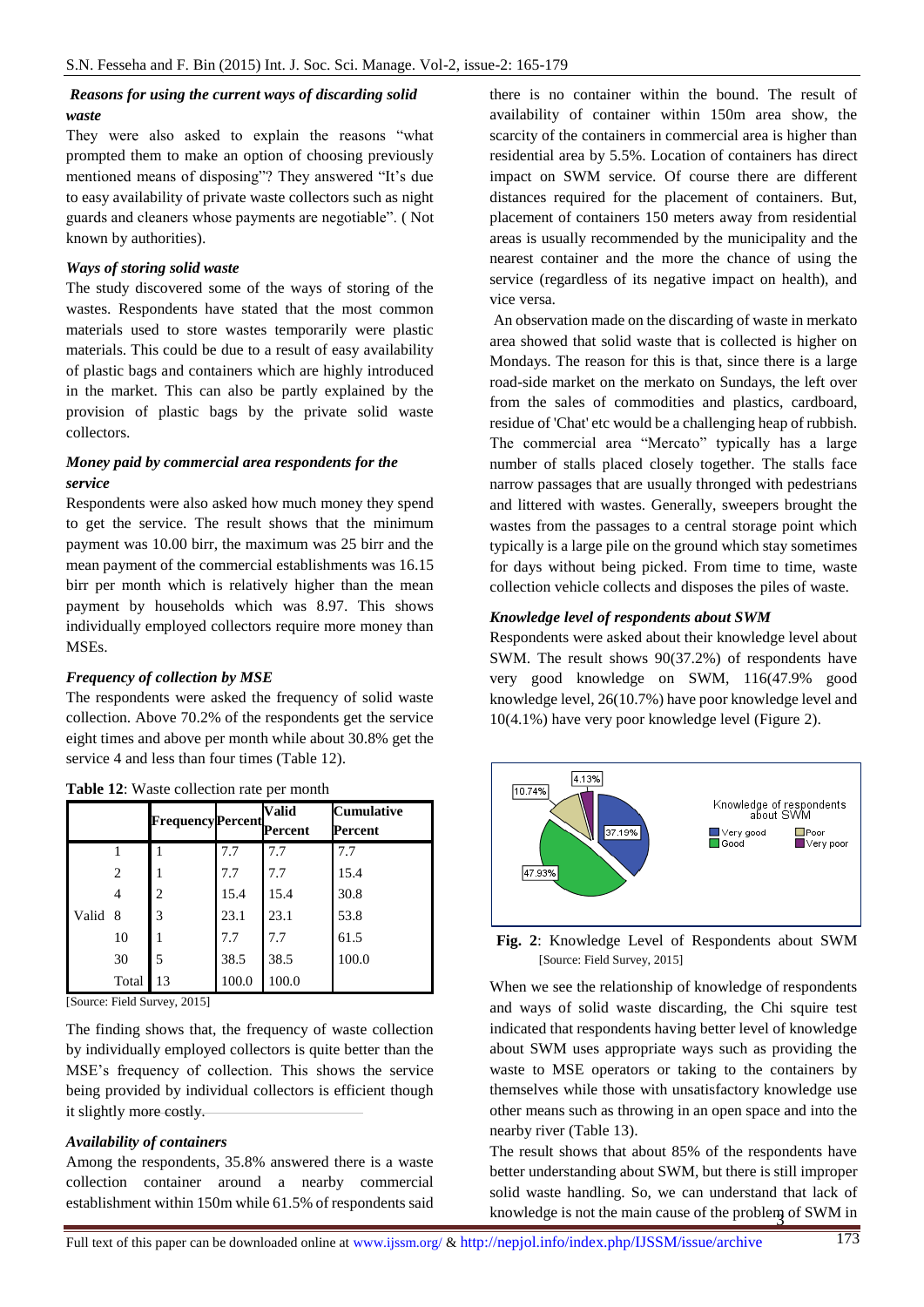### *Reasons for using the current ways of discarding solid waste*

They were also asked to explain the reasons "what prompted them to make an option of choosing previously mentioned means of disposing"? They answered "It's due to easy availability of private waste collectors such as night guards and cleaners whose payments are negotiable". ( Not known by authorities).

### *Ways of storing solid waste*

The study discovered some of the ways of storing of the wastes. Respondents have stated that the most common materials used to store wastes temporarily were plastic materials. This could be due to a result of easy availability of plastic bags and containers which are highly introduced in the market. This can also be partly explained by the provision of plastic bags by the private solid waste collectors.

### *Money paid by commercial area respondents for the service*

Respondents were also asked how much money they spend to get the service. The result shows that the minimum payment was 10.00 birr, the maximum was 25 birr and the mean payment of the commercial establishments was 16.15 birr per month which is relatively higher than the mean payment by households which was 8.97. This shows individually employed collectors require more money than MSEs.

### *Frequency of collection by MSE*

The respondents were asked the frequency of solid waste collection. Above 70.2% of the respondents get the service eight times and above per month while about 30.8% get the service 4 and less than four times (Table 12).

**Table 12**: Waste collection rate per month

| | | Frequency | Percent | Valid Percent | Cumulative Percent |
|---|---|---|---|---|---|
| Valid | 1 | 1 | 7.7 | 7.7 | 7.7 |
| | 2 | 1 | 7.7 | 7.7 | 15.4 |
| | 4 | 2 | 15.4 | 15.4 | 30.8 |
| | 8 | 3 | 23.1 | 23.1 | 53.8 |
| | 10 | 1 | 7.7 | 7.7 | 61.5 |
| | 30 | 5 | 38.5 | 38.5 | 100.0 |
| | Total | 13 | 100.0 | 100.0 | |

[Source: Field Survey, 2015]

The finding shows that, the frequency of waste collection by individually employed collectors is quite better than the MSE's frequency of collection. This shows the service being provided by individual collectors is efficient though it slightly more costly.

### *Availability of containers*

Among the respondents, 35.8% answered there is a waste collection container around a nearby commercial establishment within 150m while 61.5% of respondents said there is no container within the bound. The result of availability of container within 150m area show, the scarcity of the containers in commercial area is higher than residential area by 5.5%. Location of containers has direct impact on SWM service. Of course there are different distances required for the placement of containers. But, placement of containers 150 meters away from residential areas is usually recommended by the municipality and the nearest container and the more the chance of using the service (regardless of its negative impact on health), and vice versa.

An observation made on the discarding of waste in merkato area showed that solid waste that is collected is higher on Mondays. The reason for this is that, since there is a large road-side market on the merkato on Sundays, the left over from the sales of commodities and plastics, cardboard, residue of 'Chat' etc would be a challenging heap of rubbish. The commercial area "Mercato" typically has a large number of stalls placed closely together. The stalls face narrow passages that are usually thronged with pedestrians and littered with wastes. Generally, sweepers brought the wastes from the passages to a central storage point which typically is a large pile on the ground which stay sometimes for days without being picked. From time to time, waste collection vehicle collects and disposes the piles of waste.

### *Knowledge level of respondents about SWM*

Respondents were asked about their knowledge level about SWM. The result shows 90(37.2%) of respondents have very good knowledge on SWM, 116(47.9% good knowledge level, 26(10.7%) have poor knowledge level and 10(4.1%) have very poor knowledge level (Figure 2).

Knowledge of respondents about SWM

Very good
Good
Poor
Very poor

37.19%
47.93%
10.74%
4.13%

**Fig. 2**: Knowledge Level of Respondents about SWM [Source: Field Survey, 2015]

When we see the relationship of knowledge of respondents and ways of solid waste discarding, the Chi squire test indicated that respondents having better level of knowledge about SWM uses appropriate ways such as providing the waste to MSE operators or taking to the containers by themselves while those with unsatisfactory knowledge use other means such as throwing in an open space and into the nearby river (Table 13).

The result shows that about 85% of the respondents have better understanding about SWM, but there is still improper solid waste handling. So, we can understand that lack of knowledge is not the main cause of the problem of SWM in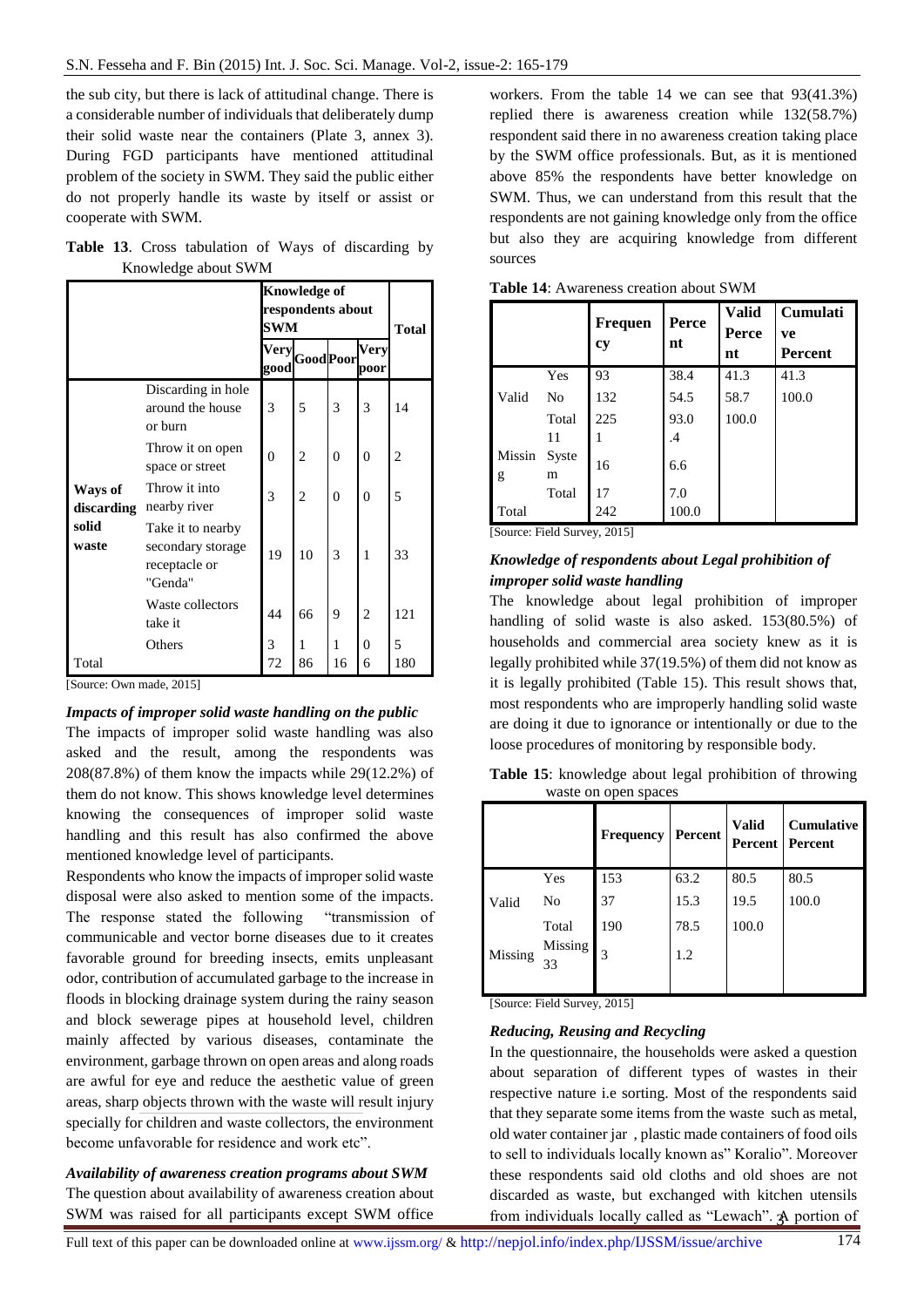the sub city, but there is lack of attitudinal change. There is a considerable number of individuals that deliberately dump their solid waste near the containers (Plate 3, annex 3). During FGD participants have mentioned attitudinal problem of the society in SWM. They said the public either do not properly handle its waste by itself or assist or cooperate with SWM.

**Table 13**. Cross tabulation of Ways of discarding by Knowledge about SWM

| | | Knowledge of respondents about SWM | | | | Total |
|---|---|---|---|---|---|---|
| | | Very good | Good | Poor | Very poor | |
| Ways of discarding solid waste | Discarding in hole around the house or burn | 3 | 5 | 3 | 3 | 14 |
| | Throw it on open space or street | 0 | 2 | 0 | 0 | 2 |
| | Throw it into nearby river | 3 | 2 | 0 | 0 | 5 |
| | Take it to nearby secondary storage receptacle or "Genda" | 19 | 10 | 3 | 1 | 33 |
| | Waste collectors take it | 44 | 66 | 9 | 2 | 121 |
| | Others | 3 | 1 | 1 | 0 | 5 |
| Total | | 72 | 86 | 16 | 6 | 180 |

[Source: Own made, 2015]

***Impacts of improper solid waste handling on the public***

The impacts of improper solid waste handling was also asked and the result, among the respondents was 208(87.8%) of them know the impacts while 29(12.2%) of them do not know. This shows knowledge level determines knowing the consequences of improper solid waste handling and this result has also confirmed the above mentioned knowledge level of participants.

Respondents who know the impacts of improper solid waste disposal were also asked to mention some of the impacts. The response stated the following "transmission of communicable and vector borne diseases due to it creates favorable ground for breeding insects, emits unpleasant odor, contribution of accumulated garbage to the increase in floods in blocking drainage system during the rainy season and block sewerage pipes at household level, children mainly affected by various diseases, contaminate the environment, garbage thrown on open areas and along roads are awful for eye and reduce the aesthetic value of green areas, sharp objects thrown with the waste will result injury specially for children and waste collectors, the environment become unfavorable for residence and work etc".

***Availability of awareness creation programs about SWM***

The question about availability of awareness creation about SWM was raised for all participants except SWM office workers. From the table 14 we can see that 93(41.3%) replied there is awareness creation while 132(58.7%) respondent said there in no awareness creation taking place by the SWM office professionals. But, as it is mentioned above 85% the respondents have better knowledge on SWM. Thus, we can understand from this result that the respondents are not gaining knowledge only from the office but also they are acquiring knowledge from different sources

**Table 14**: Awareness creation about SWM

| | | Frequency | Percent | Valid Percent | Cumulative Percent |
|---|---|---|---|---|---|
| Valid | Yes | 93 | 38.4 | 41.3 | 41.3 |
| | No | 132 | 54.5 | 58.7 | 100.0 |
| | Total | 225 | 93.0 | 100.0 | |
| Missing | 11 | 1 | .4 | | |
| | System | 16 | 6.6 | | |
| | Total | 17 | 7.0 | | |
| Total | | 242 | 100.0 | | |

[Source: Field Survey, 2015]

***Knowledge of respondents about Legal prohibition of improper solid waste handling***

The knowledge about legal prohibition of improper handling of solid waste is also asked. 153(80.5%) of households and commercial area society knew as it is legally prohibited while 37(19.5%) of them did not know as it is legally prohibited (Table 15). This result shows that, most respondents who are improperly handling solid waste are doing it due to ignorance or intentionally or due to the loose procedures of monitoring by responsible body.

**Table 15**: knowledge about legal prohibition of throwing waste on open spaces

| | | Frequency | Percent | Valid Percent | Cumulative Percent |
|---|---|---|---|---|---|
| Valid | Yes | 153 | 63.2 | 80.5 | 80.5 |
| | No | 37 | 15.3 | 19.5 | 100.0 |
| | Total | 190 | 78.5 | 100.0 | |
| Missing | Missing 33 | 3 | 1.2 | | |

[Source: Field Survey, 2015]

***Reducing, Reusing and Recycling***

In the questionnaire, the households were asked a question about separation of different types of wastes in their respective nature i.e sorting. Most of the respondents said that they separate some items from the waste such as metal, old water container jar , plastic made containers of food oils to sell to individuals locally known as" Koralio". Moreover these respondents said old cloths and old shoes are not discarded as waste, but exchanged with kitchen utensils from individuals locally called as "Lewach". A portion of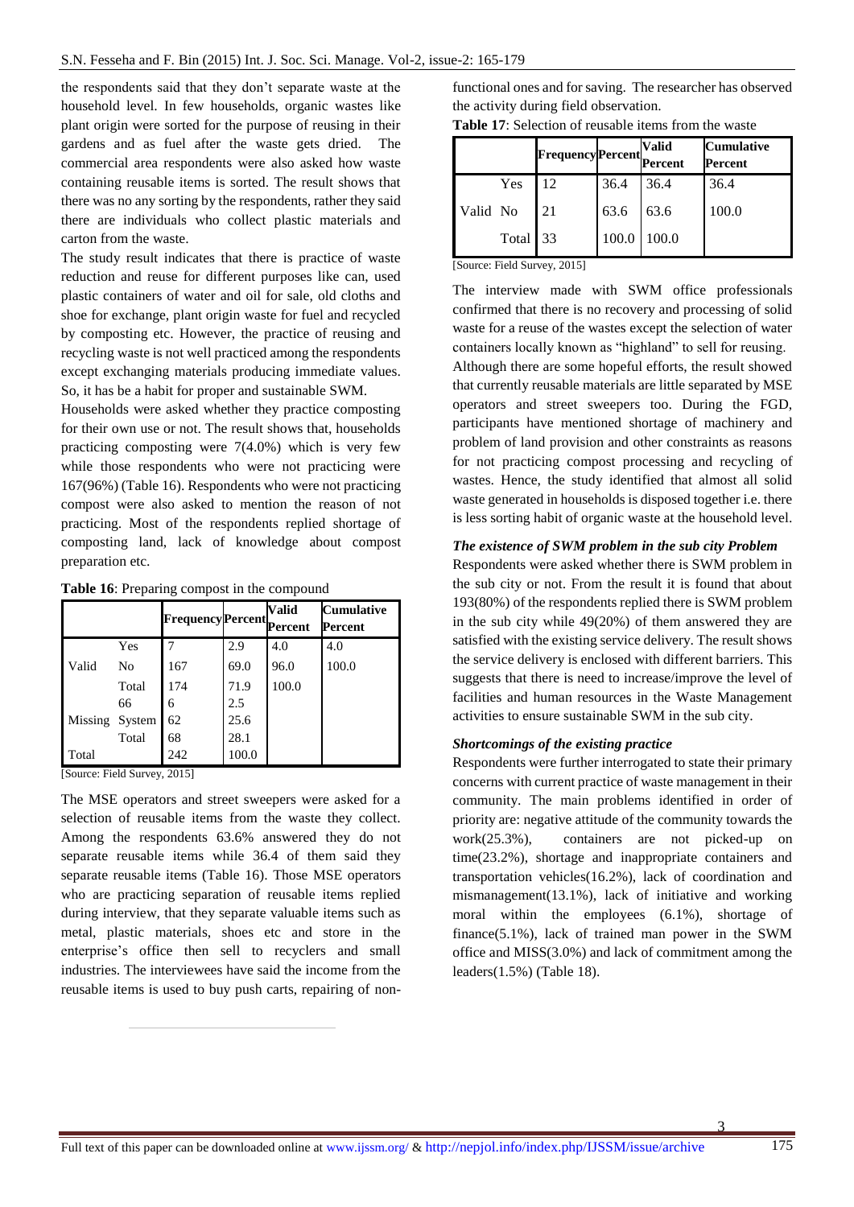the respondents said that they don't separate waste at the household level. In few households, organic wastes like plant origin were sorted for the purpose of reusing in their gardens and as fuel after the waste gets dried. The commercial area respondents were also asked how waste containing reusable items is sorted. The result shows that there was no any sorting by the respondents, rather they said there are individuals who collect plastic materials and carton from the waste.

The study result indicates that there is practice of waste reduction and reuse for different purposes like can, used plastic containers of water and oil for sale, old cloths and shoe for exchange, plant origin waste for fuel and recycled by composting etc. However, the practice of reusing and recycling waste is not well practiced among the respondents except exchanging materials producing immediate values. So, it has be a habit for proper and sustainable SWM.

Households were asked whether they practice composting for their own use or not. The result shows that, households practicing composting were 7(4.0%) which is very few while those respondents who were not practicing were 167(96%) (Table 16). Respondents who were not practicing compost were also asked to mention the reason of not practicing. Most of the respondents replied shortage of composting land, lack of knowledge about compost preparation etc.

**Table 16**: Preparing compost in the compound

| | | Frequency | Percent | Valid Percent | Cumulative Percent |
|---|---|---|---|---|---|
| Valid | Yes | 7 | 2.9 | 4.0 | 4.0 |
| | No | 167 | 69.0 | 96.0 | 100.0 |
| | Total | 174 | 71.9 | 100.0 | |
| Missing | 66 | 6 | 2.5 | | |
| | System | 62 | 25.6 | | |
| | Total | 68 | 28.1 | | |
| Total | | 242 | 100.0 | | |

[Source: Field Survey, 2015]

The MSE operators and street sweepers were asked for a selection of reusable items from the waste they collect. Among the respondents 63.6% answered they do not separate reusable items while 36.4 of them said they separate reusable items (Table 16). Those MSE operators who are practicing separation of reusable items replied during interview, that they separate valuable items such as metal, plastic materials, shoes etc and store in the enterprise's office then sell to recyclers and small industries. The interviewees have said the income from the reusable items is used to buy push carts, repairing of non-functional ones and for saving. The researcher has observed the activity during field observation.

**Table 17**: Selection of reusable items from the waste

| | | Frequency | Percent | Valid Percent | Cumulative Percent |
|---|---|---|---|---|---|
| Valid | Yes | 12 | 36.4 | 36.4 | 36.4 |
| | No | 21 | 63.6 | 63.6 | 100.0 |
| | Total | 33 | 100.0 | 100.0 | |

[Source: Field Survey, 2015]

The interview made with SWM office professionals confirmed that there is no recovery and processing of solid waste for a reuse of the wastes except the selection of water containers locally known as "highland" to sell for reusing. Although there are some hopeful efforts, the result showed that currently reusable materials are little separated by MSE operators and street sweepers too. During the FGD, participants have mentioned shortage of machinery and problem of land provision and other constraints as reasons for not practicing compost processing and recycling of wastes. Hence, the study identified that almost all solid waste generated in households is disposed together i.e. there is less sorting habit of organic waste at the household level.

### *The existence of SWM problem in the sub city Problem*

Respondents were asked whether there is SWM problem in the sub city or not. From the result it is found that about 193(80%) of the respondents replied there is SWM problem in the sub city while 49(20%) of them answered they are satisfied with the existing service delivery. The result shows the service delivery is enclosed with different barriers. This suggests that there is need to increase/improve the level of facilities and human resources in the Waste Management activities to ensure sustainable SWM in the sub city.

### *Shortcomings of the existing practice*

Respondents were further interrogated to state their primary concerns with current practice of waste management in their community. The main problems identified in order of priority are: negative attitude of the community towards the work(25.3%), containers are not picked-up on time(23.2%), shortage and inappropriate containers and transportation vehicles(16.2%), lack of coordination and mismanagement(13.1%), lack of initiative and working moral within the employees (6.1%), shortage of finance(5.1%), lack of trained man power in the SWM office and MISS(3.0%) and lack of commitment among the leaders(1.5%) (Table 18).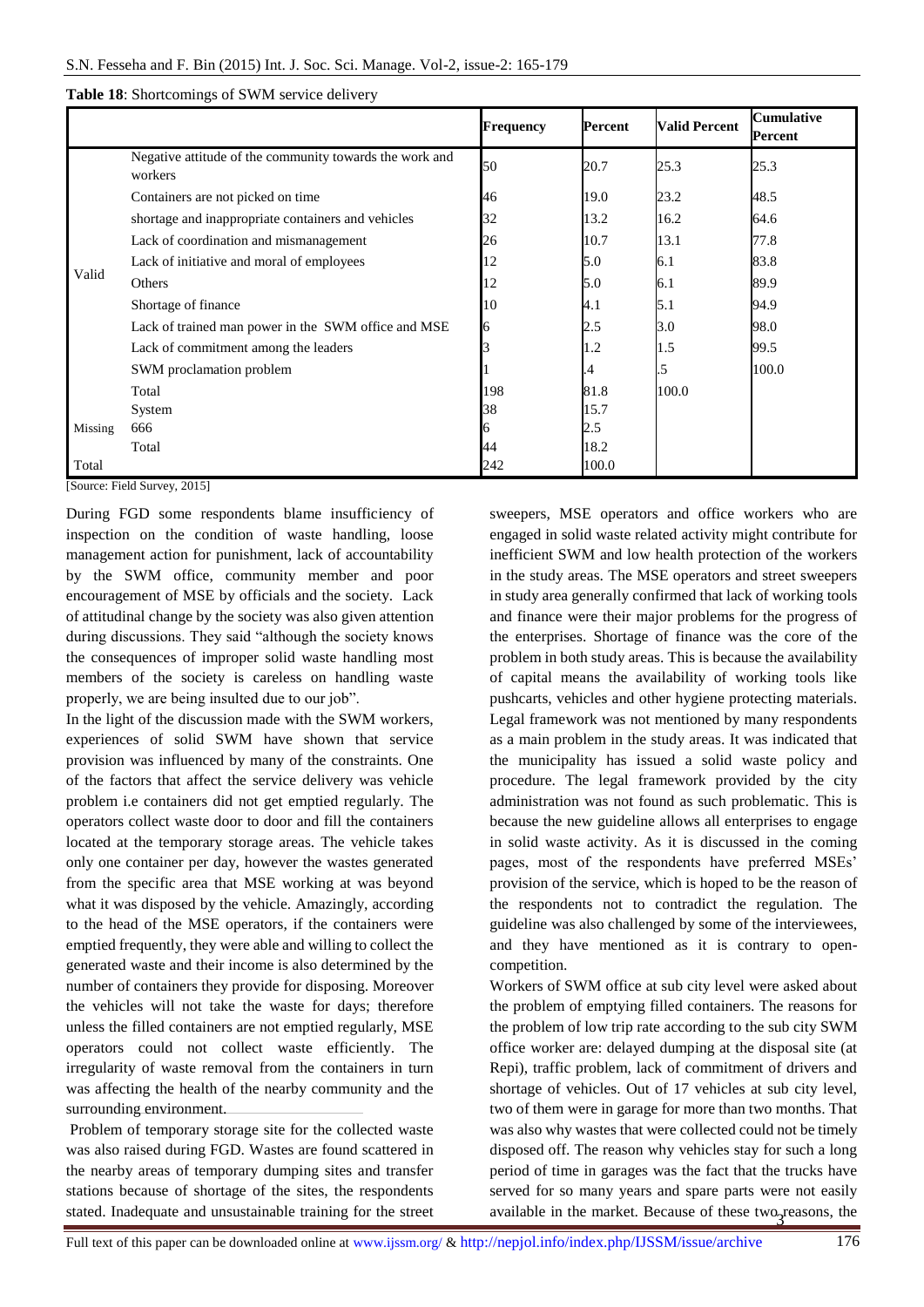**Table 18**: Shortcomings of SWM service delivery

| | | Frequency | Percent | Valid Percent | Cumulative Percent |
|---|---|---|---|---|---|
| Valid | Negative attitude of the community towards the work and workers | 50 | 20.7 | 25.3 | 25.3 |
| | Containers are not picked on time | 46 | 19.0 | 23.2 | 48.5 |
| | shortage and inappropriate containers and vehicles | 32 | 13.2 | 16.2 | 64.6 |
| | Lack of coordination and mismanagement | 26 | 10.7 | 13.1 | 77.8 |
| | Lack of initiative and moral of employees | 12 | 5.0 | 6.1 | 83.8 |
| | Others | 12 | 5.0 | 6.1 | 89.9 |
| | Shortage of finance | 10 | 4.1 | 5.1 | 94.9 |
| | Lack of trained man power in the SWM office and MSE | 6 | 2.5 | 3.0 | 98.0 |
| | Lack of commitment among the leaders | 3 | 1.2 | 1.5 | 99.5 |
| | SWM proclamation problem | 1 | .4 | .5 | 100.0 |
| | Total | 198 | 81.8 | 100.0 | |
| Missing | System | 38 | 15.7 | | |
| | 666 | 6 | 2.5 | | |
| | Total | 44 | 18.2 | | |
| Total | | 242 | 100.0 | | |

[Source: Field Survey, 2015]

During FGD some respondents blame insufficiency of inspection on the condition of waste handling, loose management action for punishment, lack of accountability by the SWM office, community member and poor encouragement of MSE by officials and the society. Lack of attitudinal change by the society was also given attention during discussions. They said "although the society knows the consequences of improper solid waste handling most members of the society is careless on handling waste properly, we are being insulted due to our job".

In the light of the discussion made with the SWM workers, experiences of solid SWM have shown that service provision was influenced by many of the constraints. One of the factors that affect the service delivery was vehicle problem i.e containers did not get emptied regularly. The operators collect waste door to door and fill the containers located at the temporary storage areas. The vehicle takes only one container per day, however the wastes generated from the specific area that MSE working at was beyond what it was disposed by the vehicle. Amazingly, according to the head of the MSE operators, if the containers were emptied frequently, they were able and willing to collect the generated waste and their income is also determined by the number of containers they provide for disposing. Moreover the vehicles will not take the waste for days; therefore unless the filled containers are not emptied regularly, MSE operators could not collect waste efficiently. The irregularity of waste removal from the containers in turn was affecting the health of the nearby community and the surrounding environment.

Problem of temporary storage site for the collected waste was also raised during FGD. Wastes are found scattered in the nearby areas of temporary dumping sites and transfer stations because of shortage of the sites, the respondents stated. Inadequate and unsustainable training for the street sweepers, MSE operators and office workers who are engaged in solid waste related activity might contribute for inefficient SWM and low health protection of the workers in the study areas. The MSE operators and street sweepers in study area generally confirmed that lack of working tools and finance were their major problems for the progress of the enterprises. Shortage of finance was the core of the problem in both study areas. This is because the availability of capital means the availability of working tools like pushcarts, vehicles and other hygiene protecting materials. Legal framework was not mentioned by many respondents as a main problem in the study areas. It was indicated that the municipality has issued a solid waste policy and procedure. The legal framework provided by the city administration was not found as such problematic. This is because the new guideline allows all enterprises to engage in solid waste activity. As it is discussed in the coming pages, most of the respondents have preferred MSEs' provision of the service, which is hoped to be the reason of the respondents not to contradict the regulation. The guideline was also challenged by some of the interviewees, and they have mentioned as it is contrary to open-competition.

Workers of SWM office at sub city level were asked about the problem of emptying filled containers. The reasons for the problem of low trip rate according to the sub city SWM office worker are: delayed dumping at the disposal site (at Repi), traffic problem, lack of commitment of drivers and shortage of vehicles. Out of 17 vehicles at sub city level, two of them were in garage for more than two months. That was also why wastes that were collected could not be timely disposed off. The reason why vehicles stay for such a long period of time in garages was the fact that the trucks have served for so many years and spare parts were not easily available in the market. Because of these two reasons, the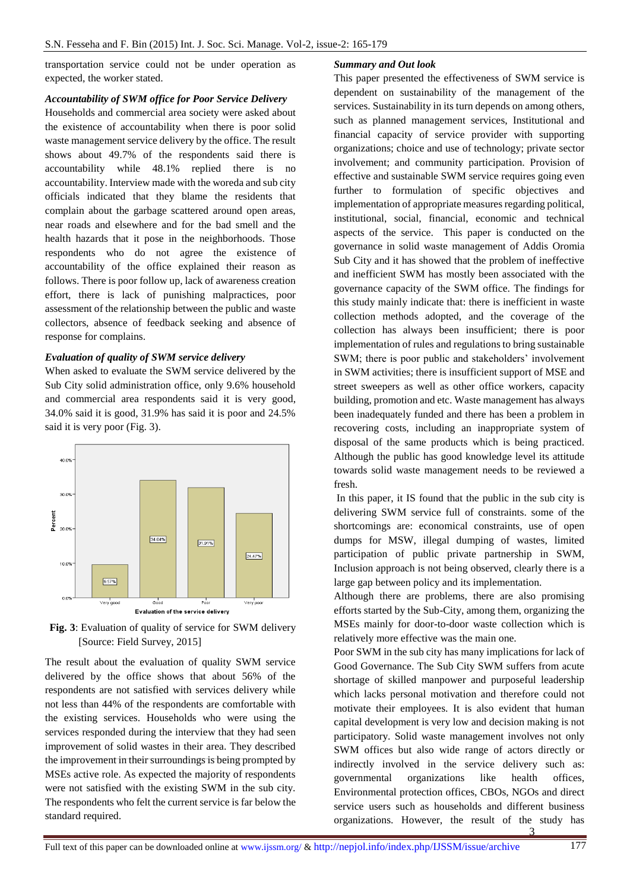transportation service could not be under operation as expected, the worker stated.

### *Accountability of SWM office for Poor Service Delivery*

Households and commercial area society were asked about the existence of accountability when there is poor solid waste management service delivery by the office. The result shows about 49.7% of the respondents said there is accountability while 48.1% replied there is no accountability. Interview made with the woreda and sub city officials indicated that they blame the residents that complain about the garbage scattered around open areas, near roads and elsewhere and for the bad smell and the health hazards that it pose in the neighborhoods. Those respondents who do not agree the existence of accountability of the office explained their reason as follows. There is poor follow up, lack of awareness creation effort, there is lack of punishing malpractices, poor assessment of the relationship between the public and waste collectors, absence of feedback seeking and absence of response for complains.

### *Evaluation of quality of SWM service delivery*

When asked to evaluate the SWM service delivered by the Sub City solid administration office, only 9.6% household and commercial area respondents said it is very good, 34.0% said it is good, 31.9% has said it is poor and 24.5% said it is very poor (Fig. 3).

Percent
40.0%
30.0%
20.0%
10.0%
0.0%
9.57%
34.04%
31.91%
24.47%
Very good
Good
Poor
Very poor
Evaluation of the service delivery

**Fig. 3**: Evaluation of quality of service for SWM delivery [Source: Field Survey, 2015]

The result about the evaluation of quality SWM service delivered by the office shows that about 56% of the respondents are not satisfied with services delivery while not less than 44% of the respondents are comfortable with the existing services. Households who were using the services responded during the interview that they had seen improvement of solid wastes in their area. They described the improvement in their surroundings is being prompted by MSEs active role. As expected the majority of respondents were not satisfied with the existing SWM in the sub city. The respondents who felt the current service is far below the standard required.

### *Summary and Out look*

This paper presented the effectiveness of SWM service is dependent on sustainability of the management of the services. Sustainability in its turn depends on among others, such as planned management services, Institutional and financial capacity of service provider with supporting organizations; choice and use of technology; private sector involvement; and community participation. Provision of effective and sustainable SWM service requires going even further to formulation of specific objectives and implementation of appropriate measures regarding political, institutional, social, financial, economic and technical aspects of the service. This paper is conducted on the governance in solid waste management of Addis Oromia Sub City and it has showed that the problem of ineffective and inefficient SWM has mostly been associated with the governance capacity of the SWM office. The findings for this study mainly indicate that: there is inefficient in waste collection methods adopted, and the coverage of the collection has always been insufficient; there is poor implementation of rules and regulations to bring sustainable SWM; there is poor public and stakeholders' involvement in SWM activities; there is insufficient support of MSE and street sweepers as well as other office workers, capacity building, promotion and etc. Waste management has always been inadequately funded and there has been a problem in recovering costs, including an inappropriate system of disposal of the same products which is being practiced. Although the public has good knowledge level its attitude towards solid waste management needs to be reviewed a fresh.

In this paper, it IS found that the public in the sub city is delivering SWM service full of constraints. some of the shortcomings are: economical constraints, use of open dumps for MSW, illegal dumping of wastes, limited participation of public private partnership in SWM, Inclusion approach is not being observed, clearly there is a large gap between policy and its implementation.

Although there are problems, there are also promising efforts started by the Sub-City, among them, organizing the MSEs mainly for door-to-door waste collection which is relatively more effective was the main one.

Poor SWM in the sub city has many implications for lack of Good Governance. The Sub City SWM suffers from acute shortage of skilled manpower and purposeful leadership which lacks personal motivation and therefore could not motivate their employees. It is also evident that human capital development is very low and decision making is not participatory. Solid waste management involves not only SWM offices but also wide range of actors directly or indirectly involved in the service delivery such as: governmental organizations like health offices, Environmental protection offices, CBOs, NGOs and direct service users such as households and different business organizations. However, the result of the study has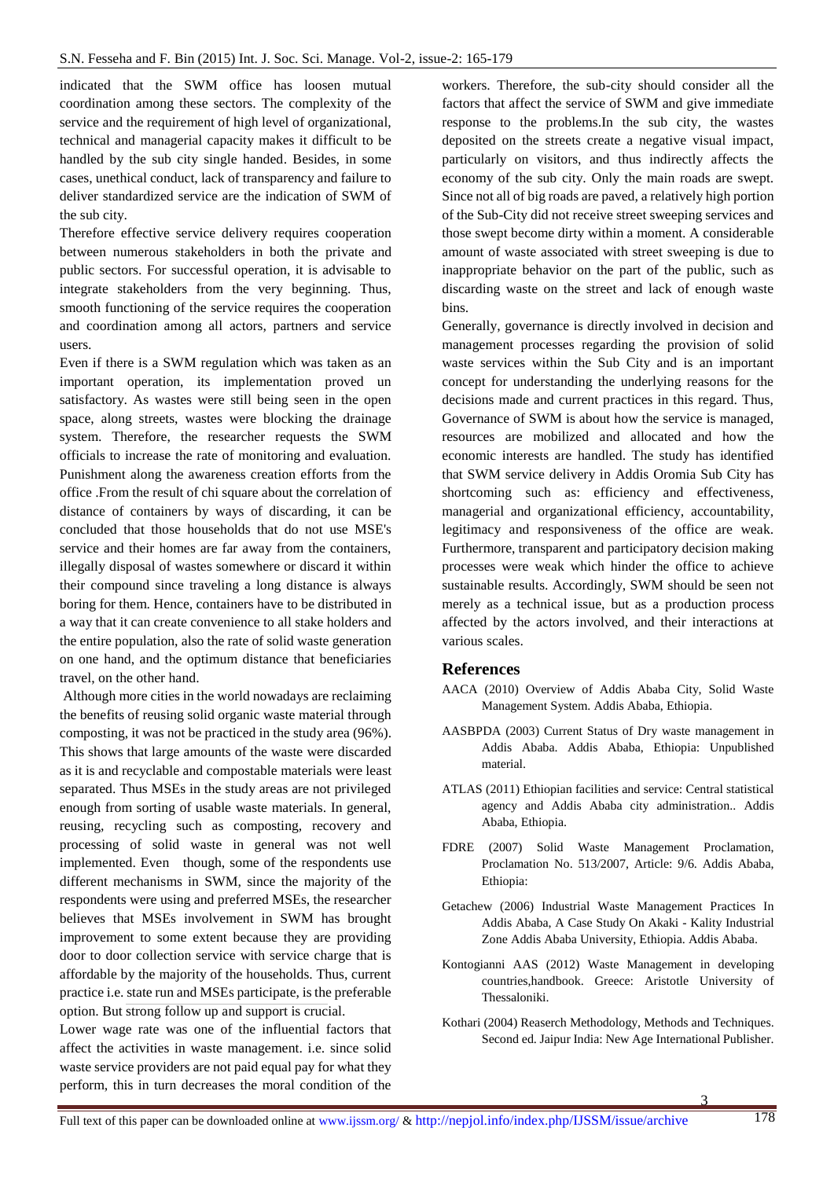indicated that the SWM office has loosen mutual coordination among these sectors. The complexity of the service and the requirement of high level of organizational, technical and managerial capacity makes it difficult to be handled by the sub city single handed. Besides, in some cases, unethical conduct, lack of transparency and failure to deliver standardized service are the indication of SWM of the sub city.

Therefore effective service delivery requires cooperation between numerous stakeholders in both the private and public sectors. For successful operation, it is advisable to integrate stakeholders from the very beginning. Thus, smooth functioning of the service requires the cooperation and coordination among all actors, partners and service users.

Even if there is a SWM regulation which was taken as an important operation, its implementation proved un satisfactory. As wastes were still being seen in the open space, along streets, wastes were blocking the drainage system. Therefore, the researcher requests the SWM officials to increase the rate of monitoring and evaluation. Punishment along the awareness creation efforts from the office .From the result of chi square about the correlation of distance of containers by ways of discarding, it can be concluded that those households that do not use MSE's service and their homes are far away from the containers, illegally disposal of wastes somewhere or discard it within their compound since traveling a long distance is always boring for them. Hence, containers have to be distributed in a way that it can create convenience to all stake holders and the entire population, also the rate of solid waste generation on one hand, and the optimum distance that beneficiaries travel, on the other hand.

Although more cities in the world nowadays are reclaiming the benefits of reusing solid organic waste material through composting, it was not be practiced in the study area (96%). This shows that large amounts of the waste were discarded as it is and recyclable and compostable materials were least separated. Thus MSEs in the study areas are not privileged enough from sorting of usable waste materials. In general, reusing, recycling such as composting, recovery and processing of solid waste in general was not well implemented. Even though, some of the respondents use different mechanisms in SWM, since the majority of the respondents were using and preferred MSEs, the researcher believes that MSEs involvement in SWM has brought improvement to some extent because they are providing door to door collection service with service charge that is affordable by the majority of the households. Thus, current practice i.e. state run and MSEs participate, is the preferable option. But strong follow up and support is crucial.

Lower wage rate was one of the influential factors that affect the activities in waste management. i.e. since solid waste service providers are not paid equal pay for what they perform, this in turn decreases the moral condition of the workers. Therefore, the sub-city should consider all the factors that affect the service of SWM and give immediate response to the problems.In the sub city, the wastes deposited on the streets create a negative visual impact, particularly on visitors, and thus indirectly affects the economy of the sub city. Only the main roads are swept. Since not all of big roads are paved, a relatively high portion of the Sub-City did not receive street sweeping services and those swept become dirty within a moment. A considerable amount of waste associated with street sweeping is due to inappropriate behavior on the part of the public, such as discarding waste on the street and lack of enough waste bins.

Generally, governance is directly involved in decision and management processes regarding the provision of solid waste services within the Sub City and is an important concept for understanding the underlying reasons for the decisions made and current practices in this regard. Thus, Governance of SWM is about how the service is managed, resources are mobilized and allocated and how the economic interests are handled. The study has identified that SWM service delivery in Addis Oromia Sub City has shortcoming such as: efficiency and effectiveness, managerial and organizational efficiency, accountability, legitimacy and responsiveness of the office are weak. Furthermore, transparent and participatory decision making processes were weak which hinder the office to achieve sustainable results. Accordingly, SWM should be seen not merely as a technical issue, but as a production process affected by the actors involved, and their interactions at various scales.

## References

AACA (2010) Overview of Addis Ababa City, Solid Waste Management System. Addis Ababa, Ethiopia.

AASBPDA (2003) Current Status of Dry waste management in Addis Ababa. Addis Ababa, Ethiopia: Unpublished material.

ATLAS (2011) Ethiopian facilities and service: Central statistical agency and Addis Ababa city administration.. Addis Ababa, Ethiopia.

FDRE (2007) Solid Waste Management Proclamation, Proclamation No. 513/2007, Article: 9/6. Addis Ababa, Ethiopia:

Getachew (2006) Industrial Waste Management Practices In Addis Ababa, A Case Study On Akaki - Kality Industrial Zone Addis Ababa University, Ethiopia. Addis Ababa.

Kontogianni AAS (2012) Waste Management in developing countries,handbook. Greece: Aristotle University of Thessaloniki.

Kothari (2004) Reaserch Methodology, Methods and Techniques. Second ed. Jaipur India: New Age International Publisher.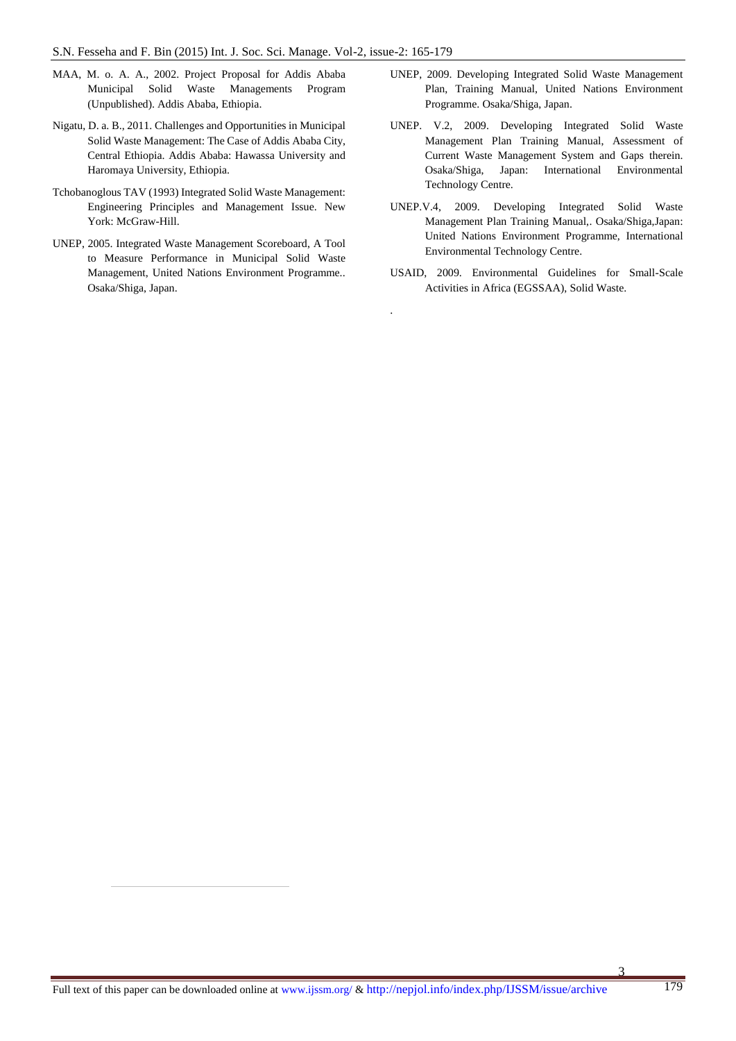MAA, M. o. A. A., 2002. Project Proposal for Addis Ababa Municipal Solid Waste Managements Program (Unpublished). Addis Ababa, Ethiopia.

Nigatu, D. a. B., 2011. Challenges and Opportunities in Municipal Solid Waste Management: The Case of Addis Ababa City, Central Ethiopia. Addis Ababa: Hawassa University and Haromaya University, Ethiopia.

Tchobanoglous TAV (1993) Integrated Solid Waste Management: Engineering Principles and Management Issue. New York: McGraw-Hill.

UNEP, 2005. Integrated Waste Management Scoreboard, A Tool to Measure Performance in Municipal Solid Waste Management, United Nations Environment Programme.. Osaka/Shiga, Japan.

UNEP, 2009. Developing Integrated Solid Waste Management Plan, Training Manual, United Nations Environment Programme. Osaka/Shiga, Japan.

UNEP. V.2, 2009. Developing Integrated Solid Waste Management Plan Training Manual, Assessment of Current Waste Management System and Gaps therein. Osaka/Shiga, Japan: International Environmental Technology Centre.

UNEP.V.4, 2009. Developing Integrated Solid Waste Management Plan Training Manual,. Osaka/Shiga,Japan: United Nations Environment Programme, International Environmental Technology Centre.

USAID, 2009. Environmental Guidelines for Small-Scale Activities in Africa (EGSSAA), Solid Waste.